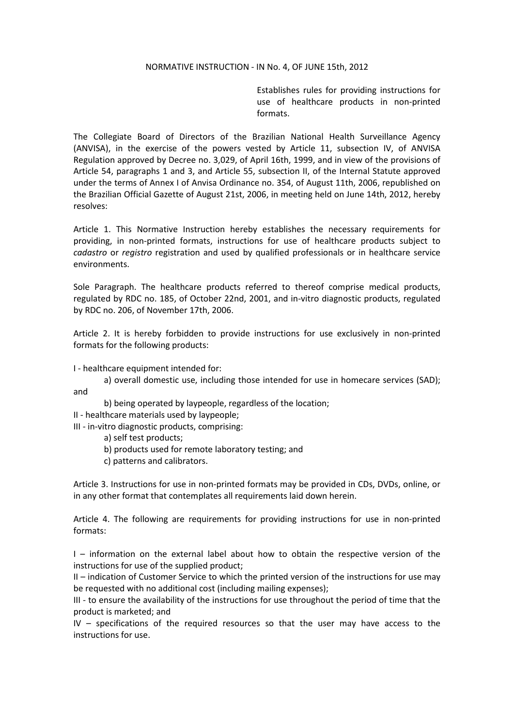# NORMATIVE INSTRUCTION - IN No. 4, OF JUNE 15th, 2012

Establishes rules for providing instructions for use of healthcare products in non-printed formats.

The Collegiate Board of Directors of the Brazilian National Health Surveillance Agency (ANVISA), in the exercise of the powers vested by Article 11, subsection IV, of ANVISA Regulation approved by Decree no. 3,029, of April 16th, 1999, and in view of the provisions of Article 54, paragraphs 1 and 3, and Article 55, subsection II, of the Internal Statute approved under the terms of Annex I of Anvisa Ordinance no. 354, of August 11th, 2006, republished on the Brazilian Official Gazette of August 21st, 2006, in meeting held on June 14th, 2012, hereby resolves:

Article 1. This Normative Instruction hereby establishes the necessary requirements for providing, in non-printed formats, instructions for use of healthcare products subject to *cadastro* or *registro* registration and used by qualified professionals or in healthcare service environments.

Sole Paragraph. The healthcare products referred to thereof comprise medical products, regulated by RDC no. 185, of October 22nd, 2001, and in-vitro diagnostic products, regulated by RDC no. 206, of November 17th, 2006.

Article 2. It is hereby forbidden to provide instructions for use exclusively in non-printed formats for the following products:

I - healthcare equipment intended for:

a) overall domestic use, including those intended for use in homecare services (SAD); and

b) being operated by laypeople, regardless of the location;

II - healthcare materials used by laypeople;

III - in-vitro diagnostic products, comprising:

a) self test products;

b) products used for remote laboratory testing; and

c) patterns and calibrators.

Article 3. Instructions for use in non-printed formats may be provided in CDs, DVDs, online, or in any other format that contemplates all requirements laid down herein.

Article 4. The following are requirements for providing instructions for use in non-printed formats:

I – information on the external label about how to obtain the respective version of the instructions for use of the supplied product;

II – indication of Customer Service to which the printed version of the instructions for use may be requested with no additional cost (including mailing expenses);

III - to ensure the availability of the instructions for use throughout the period of time that the product is marketed; and

IV – specifications of the required resources so that the user may have access to the instructions for use.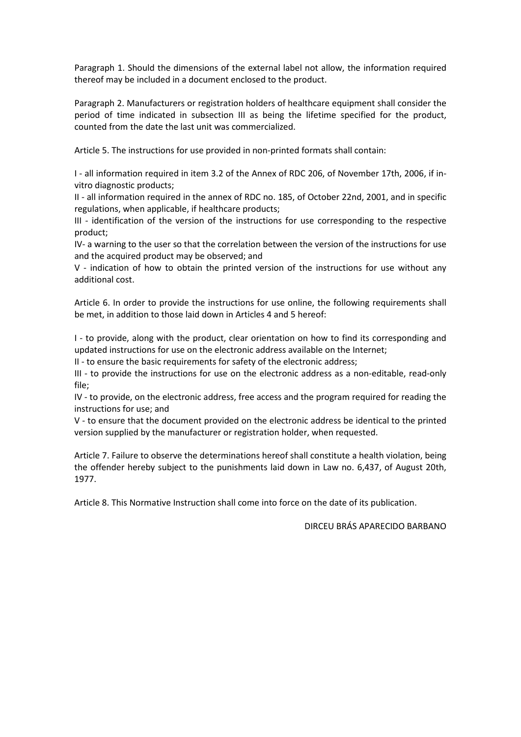Paragraph 1. Should the dimensions of the external label not allow, the information required thereof may be included in a document enclosed to the product.

Paragraph 2. Manufacturers or registration holders of healthcare equipment shall consider the period of time indicated in subsection III as being the lifetime specified for the product, counted from the date the last unit was commercialized.

Article 5. The instructions for use provided in non-printed formats shall contain:

I - all information required in item 3.2 of the Annex of RDC 206, of November 17th, 2006, if in-vitro diagnostic products;
II - all information required in the annex of RDC no. 185, of October 22nd, 2001, and in specific regulations, when applicable, if healthcare products;
III - identification of the version of the instructions for use corresponding to the respective product;
IV- a warning to the user so that the correlation between the version of the instructions for use and the acquired product may be observed; and
V - indication of how to obtain the printed version of the instructions for use without any additional cost.

Article 6. In order to provide the instructions for use online, the following requirements shall be met, in addition to those laid down in Articles 4 and 5 hereof:

I - to provide, along with the product, clear orientation on how to find its corresponding and updated instructions for use on the electronic address available on the Internet;
II - to ensure the basic requirements for safety of the electronic address;
III - to provide the instructions for use on the electronic address as a non-editable, read-only file;
IV - to provide, on the electronic address, free access and the program required for reading the instructions for use; and
V - to ensure that the document provided on the electronic address be identical to the printed version supplied by the manufacturer or registration holder, when requested.

Article 7. Failure to observe the determinations hereof shall constitute a health violation, being the offender hereby subject to the punishments laid down in Law no. 6,437, of August 20th, 1977.

Article 8. This Normative Instruction shall come into force on the date of its publication.

DIRCEU BRÁS APARECIDO BARBANO